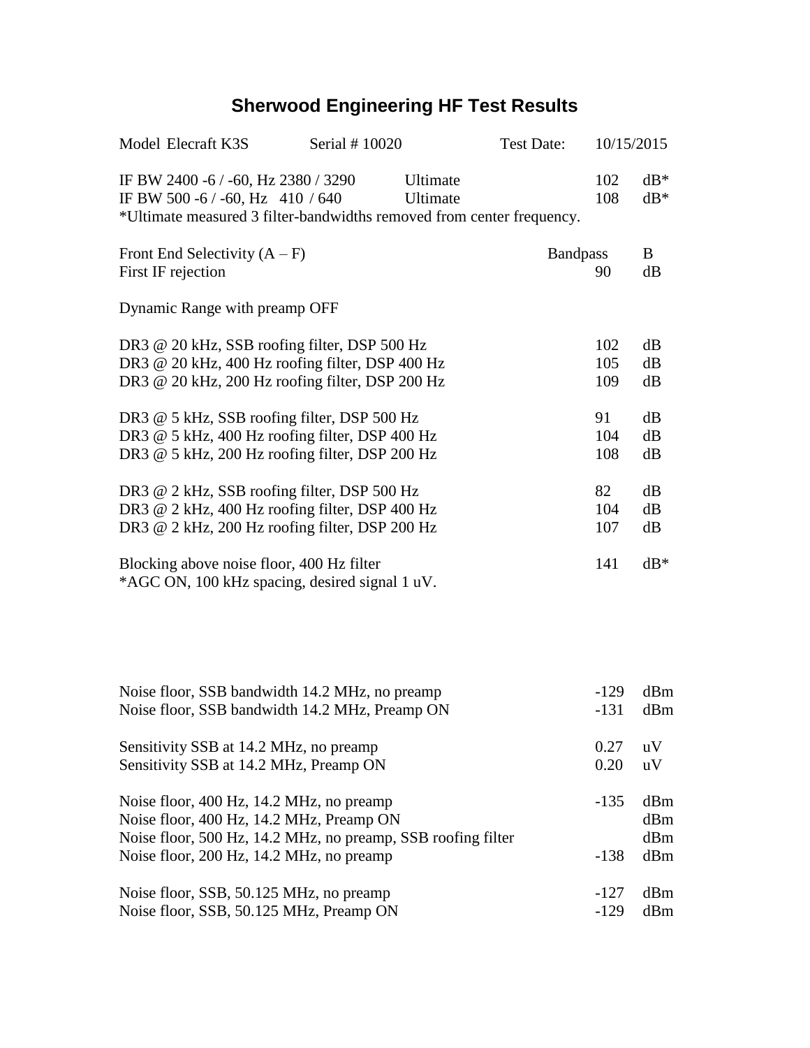# Sherwood Engineering HF Test Results

Model Elecraft K3S Serial # 10020 Test Date: 10/15/2015

| | | | |
|---|---|---|---|
| IF BW 2400 -6 / -60, Hz 2380 / 3290 | Ultimate | 102 | dB* |
| IF BW 500 -6 / -60, Hz 410 / 640 | Ultimate | 108 | dB* |

*Ultimate measured 3 filter-bandwidths removed from center frequency.

| | | |
|---|---|---|
| Front End Selectivity (A – F) | Bandpass | B |
| First IF rejection | 90 | dB |

Dynamic Range with preamp OFF

| | | |
|---|---|---|
| DR3 @ 20 kHz, SSB roofing filter, DSP 500 Hz | 102 | dB |
| DR3 @ 20 kHz, 400 Hz roofing filter, DSP 400 Hz | 105 | dB |
| DR3 @ 20 kHz, 200 Hz roofing filter, DSP 200 Hz | 109 | dB |
| DR3 @ 5 kHz, SSB roofing filter, DSP 500 Hz | 91 | dB |
| DR3 @ 5 kHz, 400 Hz roofing filter, DSP 400 Hz | 104 | dB |
| DR3 @ 5 kHz, 200 Hz roofing filter, DSP 200 Hz | 108 | dB |
| DR3 @ 2 kHz, SSB roofing filter, DSP 500 Hz | 82 | dB |
| DR3 @ 2 kHz, 400 Hz roofing filter, DSP 400 Hz | 104 | dB |
| DR3 @ 2 kHz, 200 Hz roofing filter, DSP 200 Hz | 107 | dB |
| Blocking above noise floor, 400 Hz filter | 141 | dB* |

*AGC ON, 100 kHz spacing, desired signal 1 uV.

| | | |
|---|---|---|
| Noise floor, SSB bandwidth 14.2 MHz, no preamp | -129 | dBm |
| Noise floor, SSB bandwidth 14.2 MHz, Preamp ON | -131 | dBm |
| Sensitivity SSB at 14.2 MHz, no preamp | 0.27 | uV |
| Sensitivity SSB at 14.2 MHz, Preamp ON | 0.20 | uV |
| Noise floor, 400 Hz, 14.2 MHz, no preamp | -135 | dBm |
| Noise floor, 400 Hz, 14.2 MHz, Preamp ON | | dBm |
| Noise floor, 500 Hz, 14.2 MHz, no preamp, SSB roofing filter | | dBm |
| Noise floor, 200 Hz, 14.2 MHz, no preamp | -138 | dBm |
| Noise floor, SSB, 50.125 MHz, no preamp | -127 | dBm |
| Noise floor, SSB, 50.125 MHz, Preamp ON | -129 | dBm |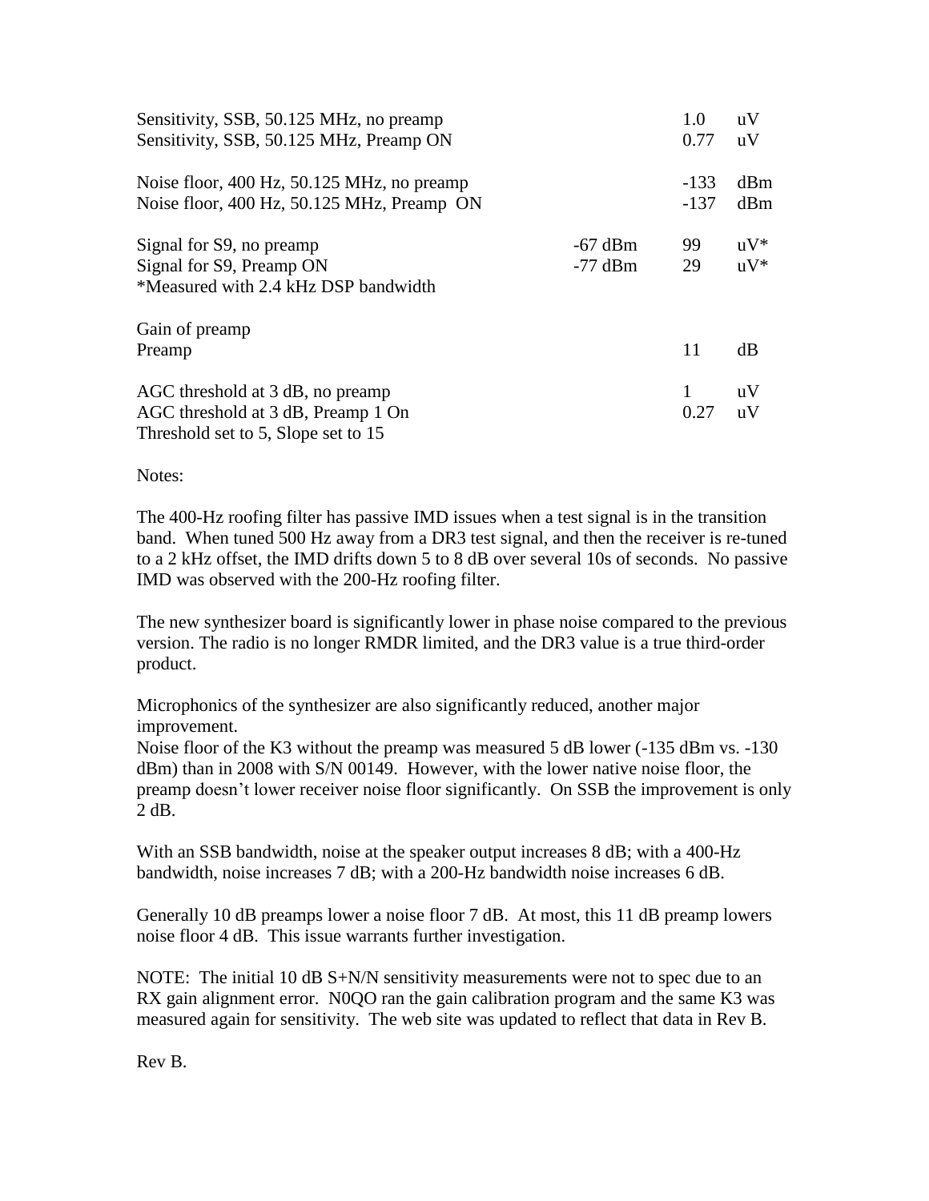| | | | |
|---|---|---|---|
| Sensitivity, SSB, 50.125 MHz, no preamp | | 1.0 | uV |
| Sensitivity, SSB, 50.125 MHz, Preamp ON | | 0.77 | uV |
| | | | |
| Noise floor, 400 Hz, 50.125 MHz, no preamp | | -133 | dBm |
| Noise floor, 400 Hz, 50.125 MHz, Preamp ON | | -137 | dBm |
| | | | |
| Signal for S9, no preamp | -67 dBm | 99 | uV* |
| Signal for S9, Preamp ON | -77 dBm | 29 | uV* |
| *Measured with 2.4 kHz DSP bandwidth | | | |
| | | | |
| Gain of preamp | | | |
| Preamp | | 11 | dB |
| | | | |
| AGC threshold at 3 dB, no preamp | | 1 | uV |
| AGC threshold at 3 dB, Preamp 1 On | | 0.27 | uV |
| Threshold set to 5, Slope set to 15 | | | |

Notes:

The 400-Hz roofing filter has passive IMD issues when a test signal is in the transition band. When tuned 500 Hz away from a DR3 test signal, and then the receiver is re-tuned to a 2 kHz offset, the IMD drifts down 5 to 8 dB over several 10s of seconds. No passive IMD was observed with the 200-Hz roofing filter.

The new synthesizer board is significantly lower in phase noise compared to the previous version. The radio is no longer RMDR limited, and the DR3 value is a true third-order product.

Microphonics of the synthesizer are also significantly reduced, another major improvement.
Noise floor of the K3 without the preamp was measured 5 dB lower (-135 dBm vs. -130 dBm) than in 2008 with S/N 00149. However, with the lower native noise floor, the preamp doesn't lower receiver noise floor significantly. On SSB the improvement is only 2 dB.

With an SSB bandwidth, noise at the speaker output increases 8 dB; with a 400-Hz bandwidth, noise increases 7 dB; with a 200-Hz bandwidth noise increases 6 dB.

Generally 10 dB preamps lower a noise floor 7 dB. At most, this 11 dB preamp lowers noise floor 4 dB. This issue warrants further investigation.

NOTE: The initial 10 dB S+N/N sensitivity measurements were not to spec due to an RX gain alignment error. N0QO ran the gain calibration program and the same K3 was measured again for sensitivity. The web site was updated to reflect that data in Rev B.

Rev B.